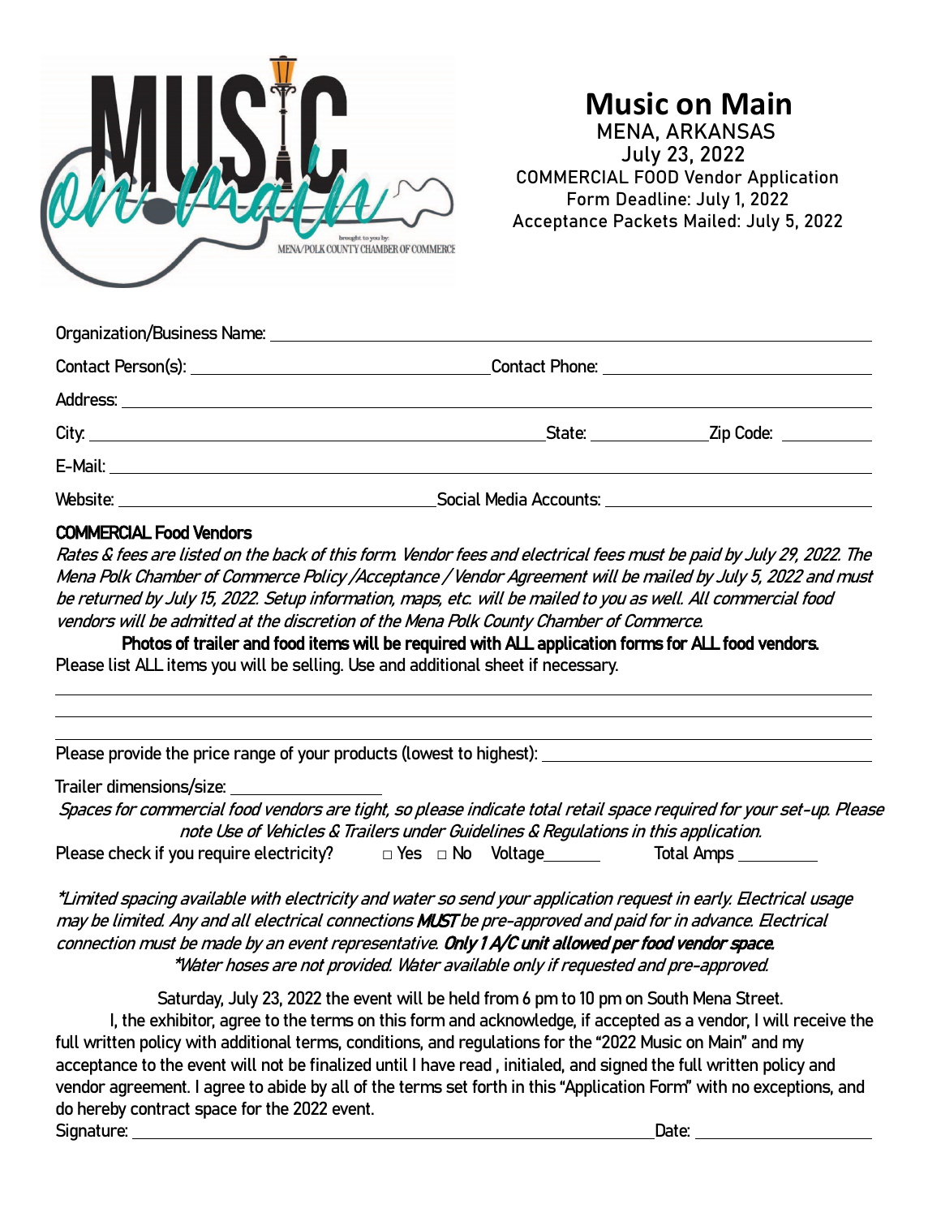# Music on Main

MENA, ARKANSAS
July 23, 2022
COMMERCIAL FOOD Vendor Application
Form Deadline: July 1, 2022
Acceptance Packets Mailed: July 5, 2022

Organization/Business Name: ______________________________

Contact Person(s): ______________________ Contact Phone: ______________________

Address: ______________________________

City: ______________________ State: __________ Zip Code: __________

E-Mail: ______________________________

Website: ______________________ Social Media Accounts: ______________________

**COMMERCIAL Food Vendors**

*Rates & fees are listed on the back of this form. Vendor fees and electrical fees must be paid by July 29, 2022. The Mena Polk Chamber of Commerce Policy /Acceptance / Vendor Agreement will be mailed by July 5, 2022 and must be returned by July 15, 2022. Setup information, maps, etc. will be mailed to you as well. All commercial food vendors will be admitted at the discretion of the Mena Polk County Chamber of Commerce.*

**Photos of trailer and food items will be required with ALL application forms for ALL food vendors.**

Please list ALL items you will be selling. Use and additional sheet if necessary.

______________________________

______________________________

______________________________

Please provide the price range of your products (lowest to highest): ______________________

Trailer dimensions/size: ______________

*Spaces for commercial food vendors are tight, so please indicate total retail space required for your set-up. Please note Use of Vehicles & Trailers under Guidelines & Regulations in this application.*

Please check if you require electricity? □ Yes □ No Voltage______ Total Amps ________

*\*Limited spacing available with electricity and water so send your application request in early. Electrical usage may be limited. Any and all electrical connections **MUST** be pre-approved and paid for in advance. Electrical connection must be made by an event representative. **Only 1 A/C unit allowed per food vendor space.***

*\*Water hoses are not provided. Water available only if requested and pre-approved.*

Saturday, July 23, 2022 the event will be held from 6 pm to 10 pm on South Mena Street.

I, the exhibitor, agree to the terms on this form and acknowledge, if accepted as a vendor, I will receive the full written policy with additional terms, conditions, and regulations for the "2022 Music on Main" and my acceptance to the event will not be finalized until I have read , initialed, and signed the full written policy and vendor agreement. I agree to abide by all of the terms set forth in this "Application Form" with no exceptions, and do hereby contract space for the 2022 event.

Signature: ______________________________ Date: ______________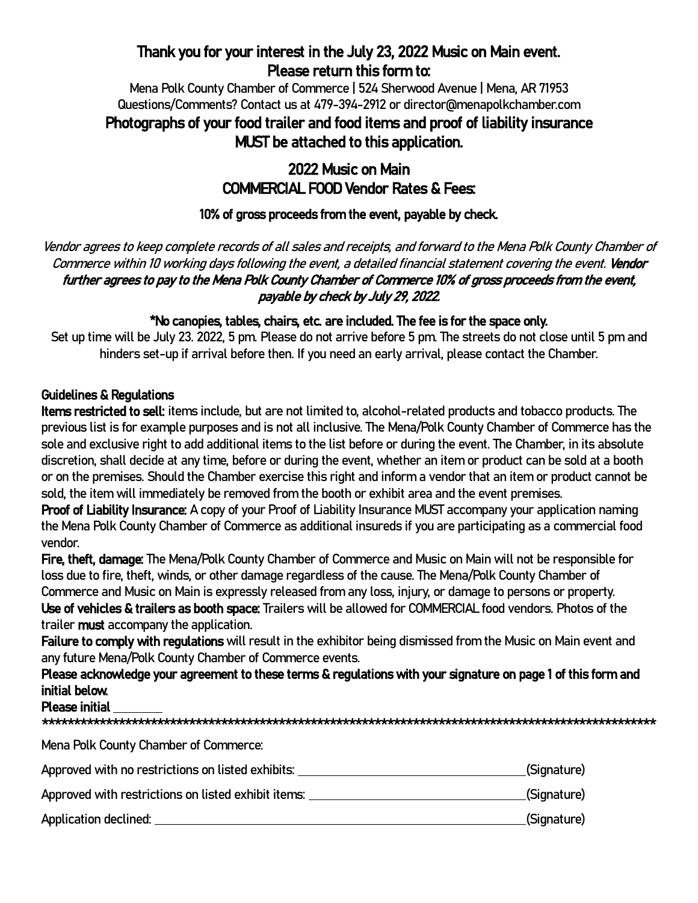## Thank you for your interest in the July 23, 2022 Music on Main event.
## Please return this form to:

Mena Polk County Chamber of Commerce | 524 Sherwood Avenue | Mena, AR 71953
Questions/Comments? Contact us at 479-394-2912 or director@menapolkchamber.com

## Photographs of your food trailer and food items and proof of liability insurance MUST be attached to this application.

## 2022 Music on Main
## COMMERCIAL FOOD Vendor Rates & Fees:

**10% of gross proceeds from the event, payable by check.**

*Vendor agrees to keep complete records of all sales and receipts, and forward to the Mena Polk County Chamber of Commerce within 10 working days following the event, a detailed financial statement covering the event.* ***Vendor further agrees to pay to the Mena Polk County Chamber of Commerce 10% of gross proceeds from the event, payable by check by July 29, 2022.***

**\*No canopies, tables, chairs, etc. are included. The fee is for the space only.**

Set up time will be July 23. 2022, 5 pm. Please do not arrive before 5 pm. The streets do not close until 5 pm and hinders set-up if arrival before then. If you need an early arrival, please contact the Chamber.

**Guidelines & Regulations**

**Items restricted to sell:** items include, but are not limited to, alcohol-related products and tobacco products. The previous list is for example purposes and is not all inclusive. The Mena/Polk County Chamber of Commerce has the sole and exclusive right to add additional items to the list before or during the event. The Chamber, in its absolute discretion, shall decide at any time, before or during the event, whether an item or product can be sold at a booth or on the premises. Should the Chamber exercise this right and inform a vendor that an item or product cannot be sold, the item will immediately be removed from the booth or exhibit area and the event premises.

**Proof of Liability Insurance:** A copy of your Proof of Liability Insurance MUST accompany your application naming the Mena Polk County Chamber of Commerce as additional insureds if you are participating as a commercial food vendor.

**Fire, theft, damage:** The Mena/Polk County Chamber of Commerce and Music on Main will not be responsible for loss due to fire, theft, winds, or other damage regardless of the cause. The Mena/Polk County Chamber of Commerce and Music on Main is expressly released from any loss, injury, or damage to persons or property.

**Use of vehicles & trailers as booth space:** Trailers will be allowed for COMMERCIAL food vendors. Photos of the trailer **must** accompany the application.

**Failure to comply with regulations** will result in the exhibitor being dismissed from the Music on Main event and any future Mena/Polk County Chamber of Commerce events.

**Please acknowledge your agreement to these terms & regulations with your signature on page 1 of this form and initial below.**

**Please initial** ________

*********************************************************************************************************

Mena Polk County Chamber of Commerce:

Approved with no restrictions on listed exhibits: ______________________________(Signature)

Approved with restrictions on listed exhibit items: ______________________________(Signature)

Application declined: ______________________________________________(Signature)